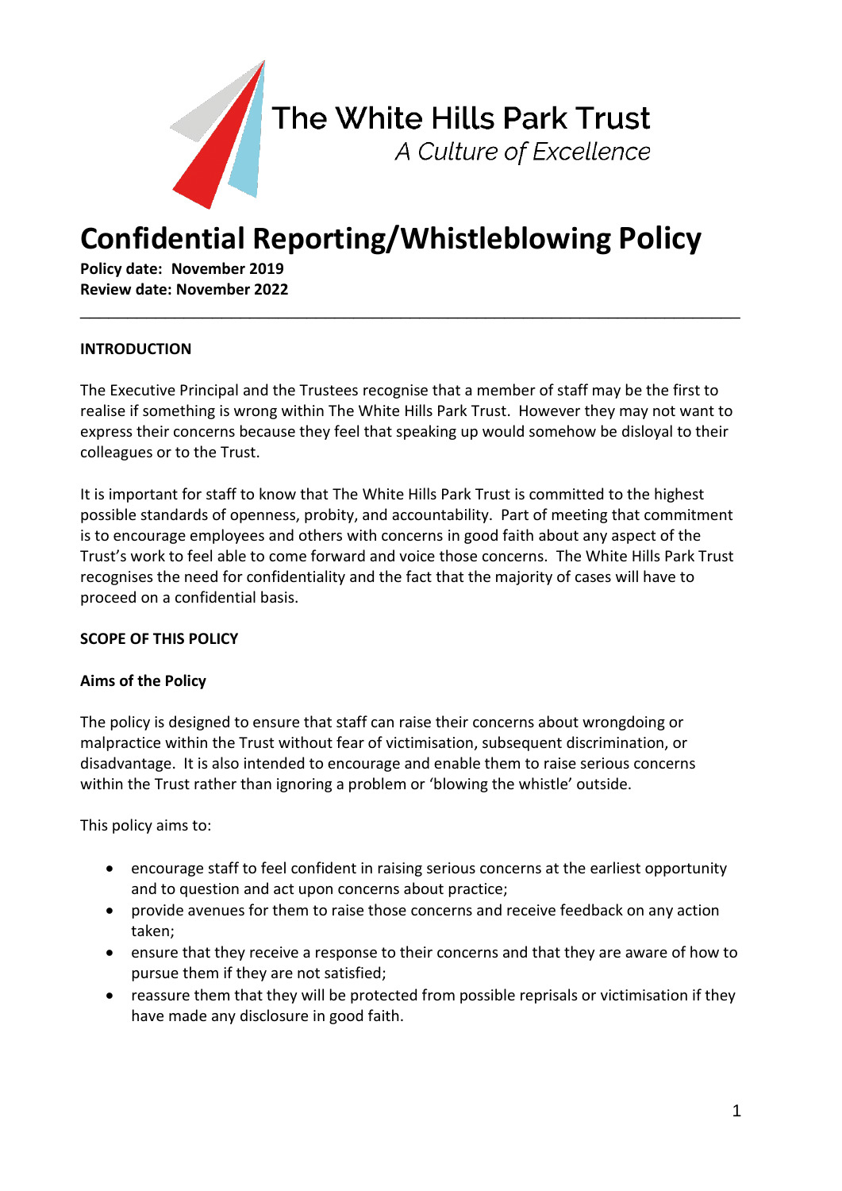The White Hills Park Trust

*A Culture of Excellence*

# Confidential Reporting/Whistleblowing Policy

**Policy date: November 2019**
**Review date: November 2022**

---

## INTRODUCTION

The Executive Principal and the Trustees recognise that a member of staff may be the first to realise if something is wrong within The White Hills Park Trust. However they may not want to express their concerns because they feel that speaking up would somehow be disloyal to their colleagues or to the Trust.

It is important for staff to know that The White Hills Park Trust is committed to the highest possible standards of openness, probity, and accountability. Part of meeting that commitment is to encourage employees and others with concerns in good faith about any aspect of the Trust's work to feel able to come forward and voice those concerns. The White Hills Park Trust recognises the need for confidentiality and the fact that the majority of cases will have to proceed on a confidential basis.

## SCOPE OF THIS POLICY

### Aims of the Policy

The policy is designed to ensure that staff can raise their concerns about wrongdoing or malpractice within the Trust without fear of victimisation, subsequent discrimination, or disadvantage. It is also intended to encourage and enable them to raise serious concerns within the Trust rather than ignoring a problem or 'blowing the whistle' outside.

This policy aims to:

- encourage staff to feel confident in raising serious concerns at the earliest opportunity and to question and act upon concerns about practice;
- provide avenues for them to raise those concerns and receive feedback on any action taken;
- ensure that they receive a response to their concerns and that they are aware of how to pursue them if they are not satisfied;
- reassure them that they will be protected from possible reprisals or victimisation if they have made any disclosure in good faith.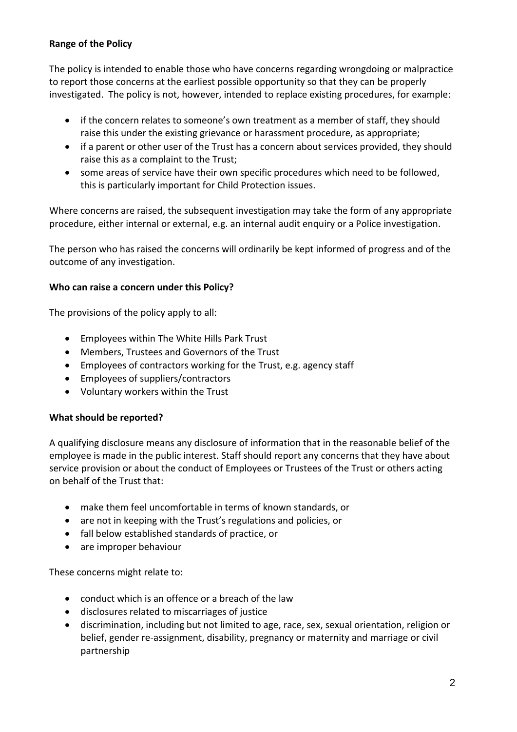**Range of the Policy**

The policy is intended to enable those who have concerns regarding wrongdoing or malpractice to report those concerns at the earliest possible opportunity so that they can be properly investigated. The policy is not, however, intended to replace existing procedures, for example:

- if the concern relates to someone's own treatment as a member of staff, they should raise this under the existing grievance or harassment procedure, as appropriate;
- if a parent or other user of the Trust has a concern about services provided, they should raise this as a complaint to the Trust;
- some areas of service have their own specific procedures which need to be followed, this is particularly important for Child Protection issues.

Where concerns are raised, the subsequent investigation may take the form of any appropriate procedure, either internal or external, e.g. an internal audit enquiry or a Police investigation.

The person who has raised the concerns will ordinarily be kept informed of progress and of the outcome of any investigation.

**Who can raise a concern under this Policy?**

The provisions of the policy apply to all:

- Employees within The White Hills Park Trust
- Members, Trustees and Governors of the Trust
- Employees of contractors working for the Trust, e.g. agency staff
- Employees of suppliers/contractors
- Voluntary workers within the Trust

**What should be reported?**

A qualifying disclosure means any disclosure of information that in the reasonable belief of the employee is made in the public interest. Staff should report any concerns that they have about service provision or about the conduct of Employees or Trustees of the Trust or others acting on behalf of the Trust that:

- make them feel uncomfortable in terms of known standards, or
- are not in keeping with the Trust's regulations and policies, or
- fall below established standards of practice, or
- are improper behaviour

These concerns might relate to:

- conduct which is an offence or a breach of the law
- disclosures related to miscarriages of justice
- discrimination, including but not limited to age, race, sex, sexual orientation, religion or belief, gender re-assignment, disability, pregnancy or maternity and marriage or civil partnership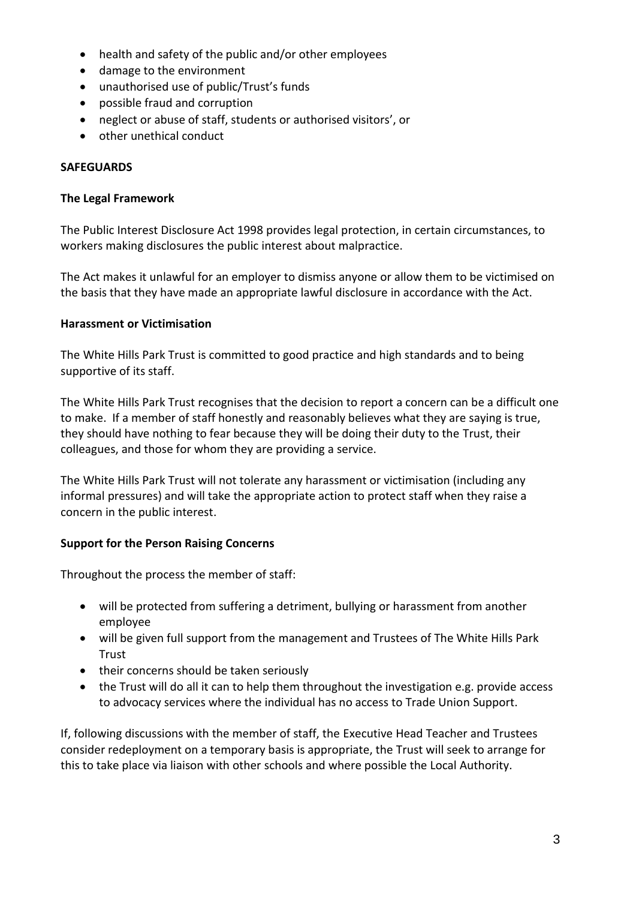- health and safety of the public and/or other employees
- damage to the environment
- unauthorised use of public/Trust's funds
- possible fraud and corruption
- neglect or abuse of staff, students or authorised visitors', or
- other unethical conduct

**SAFEGUARDS**

**The Legal Framework**

The Public Interest Disclosure Act 1998 provides legal protection, in certain circumstances, to workers making disclosures the public interest about malpractice.

The Act makes it unlawful for an employer to dismiss anyone or allow them to be victimised on the basis that they have made an appropriate lawful disclosure in accordance with the Act.

**Harassment or Victimisation**

The White Hills Park Trust is committed to good practice and high standards and to being supportive of its staff.

The White Hills Park Trust recognises that the decision to report a concern can be a difficult one to make. If a member of staff honestly and reasonably believes what they are saying is true, they should have nothing to fear because they will be doing their duty to the Trust, their colleagues, and those for whom they are providing a service.

The White Hills Park Trust will not tolerate any harassment or victimisation (including any informal pressures) and will take the appropriate action to protect staff when they raise a concern in the public interest.

**Support for the Person Raising Concerns**

Throughout the process the member of staff:

- will be protected from suffering a detriment, bullying or harassment from another employee
- will be given full support from the management and Trustees of The White Hills Park Trust
- their concerns should be taken seriously
- the Trust will do all it can to help them throughout the investigation e.g. provide access to advocacy services where the individual has no access to Trade Union Support.

If, following discussions with the member of staff, the Executive Head Teacher and Trustees consider redeployment on a temporary basis is appropriate, the Trust will seek to arrange for this to take place via liaison with other schools and where possible the Local Authority.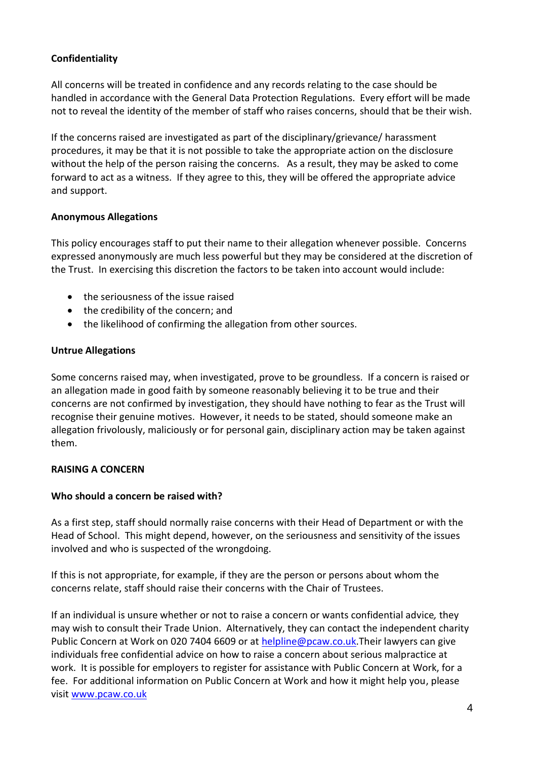**Confidentiality**

All concerns will be treated in confidence and any records relating to the case should be handled in accordance with the General Data Protection Regulations. Every effort will be made not to reveal the identity of the member of staff who raises concerns, should that be their wish.

If the concerns raised are investigated as part of the disciplinary/grievance/ harassment procedures, it may be that it is not possible to take the appropriate action on the disclosure without the help of the person raising the concerns. As a result, they may be asked to come forward to act as a witness. If they agree to this, they will be offered the appropriate advice and support.

**Anonymous Allegations**

This policy encourages staff to put their name to their allegation whenever possible. Concerns expressed anonymously are much less powerful but they may be considered at the discretion of the Trust. In exercising this discretion the factors to be taken into account would include:

- the seriousness of the issue raised
- the credibility of the concern; and
- the likelihood of confirming the allegation from other sources.

**Untrue Allegations**

Some concerns raised may, when investigated, prove to be groundless. If a concern is raised or an allegation made in good faith by someone reasonably believing it to be true and their concerns are not confirmed by investigation, they should have nothing to fear as the Trust will recognise their genuine motives. However, it needs to be stated, should someone make an allegation frivolously, maliciously or for personal gain, disciplinary action may be taken against them.

**RAISING A CONCERN**

**Who should a concern be raised with?**

As a first step, staff should normally raise concerns with their Head of Department or with the Head of School. This might depend, however, on the seriousness and sensitivity of the issues involved and who is suspected of the wrongdoing.

If this is not appropriate, for example, if they are the person or persons about whom the concerns relate, staff should raise their concerns with the Chair of Trustees.

If an individual is unsure whether or not to raise a concern or wants confidential advice*,* they may wish to consult their Trade Union. Alternatively, they can contact the independent charity Public Concern at Work on 020 7404 6609 or at helpline@pcaw.co.uk.Their lawyers can give individuals free confidential advice on how to raise a concern about serious malpractice at work. It is possible for employers to register for assistance with Public Concern at Work, for a fee. For additional information on Public Concern at Work and how it might help you, please visit www.pcaw.co.uk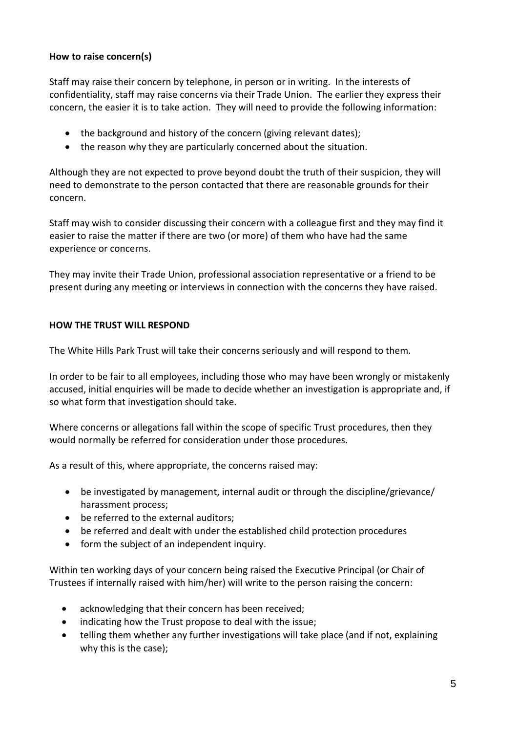**How to raise concern(s)**

Staff may raise their concern by telephone, in person or in writing. In the interests of confidentiality, staff may raise concerns via their Trade Union. The earlier they express their concern, the easier it is to take action. They will need to provide the following information:

- the background and history of the concern (giving relevant dates);
- the reason why they are particularly concerned about the situation.

Although they are not expected to prove beyond doubt the truth of their suspicion, they will need to demonstrate to the person contacted that there are reasonable grounds for their concern.

Staff may wish to consider discussing their concern with a colleague first and they may find it easier to raise the matter if there are two (or more) of them who have had the same experience or concerns.

They may invite their Trade Union, professional association representative or a friend to be present during any meeting or interviews in connection with the concerns they have raised.

**HOW THE TRUST WILL RESPOND**

The White Hills Park Trust will take their concerns seriously and will respond to them.

In order to be fair to all employees, including those who may have been wrongly or mistakenly accused, initial enquiries will be made to decide whether an investigation is appropriate and, if so what form that investigation should take.

Where concerns or allegations fall within the scope of specific Trust procedures, then they would normally be referred for consideration under those procedures.

As a result of this, where appropriate, the concerns raised may:

- be investigated by management, internal audit or through the discipline/grievance/ harassment process;
- be referred to the external auditors;
- be referred and dealt with under the established child protection procedures
- form the subject of an independent inquiry.

Within ten working days of your concern being raised the Executive Principal (or Chair of Trustees if internally raised with him/her) will write to the person raising the concern:

- acknowledging that their concern has been received;
- indicating how the Trust propose to deal with the issue;
- telling them whether any further investigations will take place (and if not, explaining why this is the case);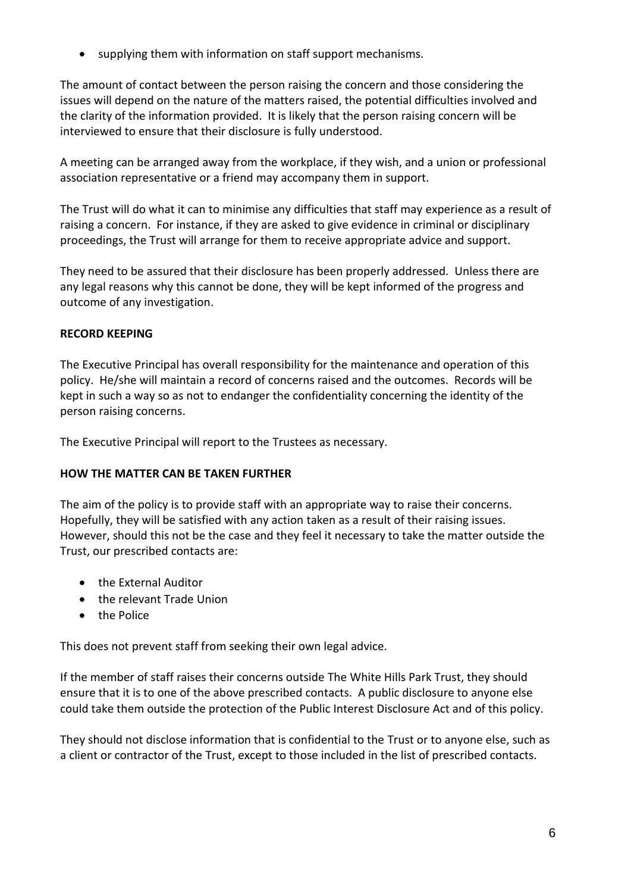- supplying them with information on staff support mechanisms.

The amount of contact between the person raising the concern and those considering the issues will depend on the nature of the matters raised, the potential difficulties involved and the clarity of the information provided. It is likely that the person raising concern will be interviewed to ensure that their disclosure is fully understood.

A meeting can be arranged away from the workplace, if they wish, and a union or professional association representative or a friend may accompany them in support.

The Trust will do what it can to minimise any difficulties that staff may experience as a result of raising a concern. For instance, if they are asked to give evidence in criminal or disciplinary proceedings, the Trust will arrange for them to receive appropriate advice and support.

They need to be assured that their disclosure has been properly addressed. Unless there are any legal reasons why this cannot be done, they will be kept informed of the progress and outcome of any investigation.

**RECORD KEEPING**

The Executive Principal has overall responsibility for the maintenance and operation of this policy. He/she will maintain a record of concerns raised and the outcomes. Records will be kept in such a way so as not to endanger the confidentiality concerning the identity of the person raising concerns.

The Executive Principal will report to the Trustees as necessary.

**HOW THE MATTER CAN BE TAKEN FURTHER**

The aim of the policy is to provide staff with an appropriate way to raise their concerns. Hopefully, they will be satisfied with any action taken as a result of their raising issues. However, should this not be the case and they feel it necessary to take the matter outside the Trust, our prescribed contacts are:

- the External Auditor
- the relevant Trade Union
- the Police

This does not prevent staff from seeking their own legal advice.

If the member of staff raises their concerns outside The White Hills Park Trust, they should ensure that it is to one of the above prescribed contacts. A public disclosure to anyone else could take them outside the protection of the Public Interest Disclosure Act and of this policy.

They should not disclose information that is confidential to the Trust or to anyone else, such as a client or contractor of the Trust, except to those included in the list of prescribed contacts.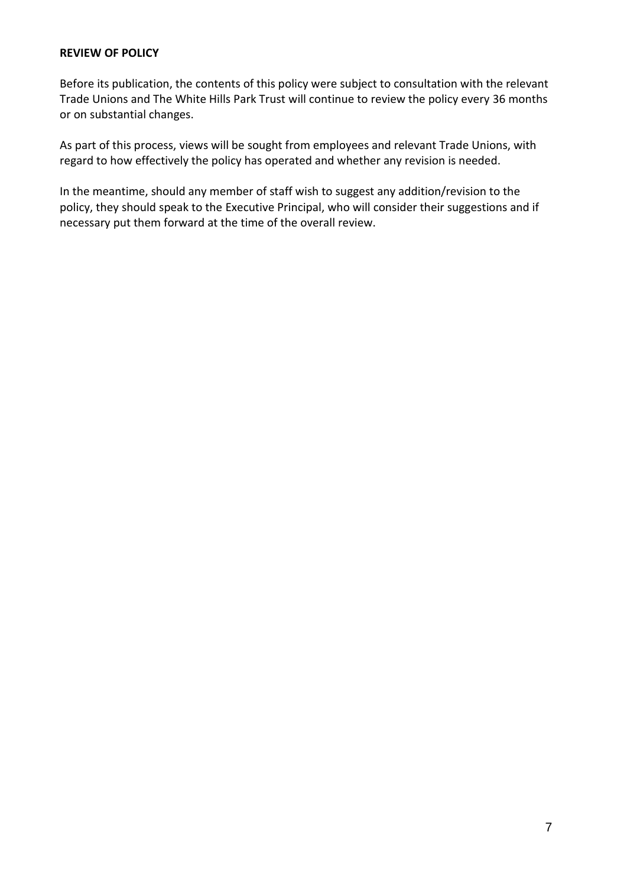**REVIEW OF POLICY**

Before its publication, the contents of this policy were subject to consultation with the relevant Trade Unions and The White Hills Park Trust will continue to review the policy every 36 months or on substantial changes.

As part of this process, views will be sought from employees and relevant Trade Unions, with regard to how effectively the policy has operated and whether any revision is needed.

In the meantime, should any member of staff wish to suggest any addition/revision to the policy, they should speak to the Executive Principal, who will consider their suggestions and if necessary put them forward at the time of the overall review.